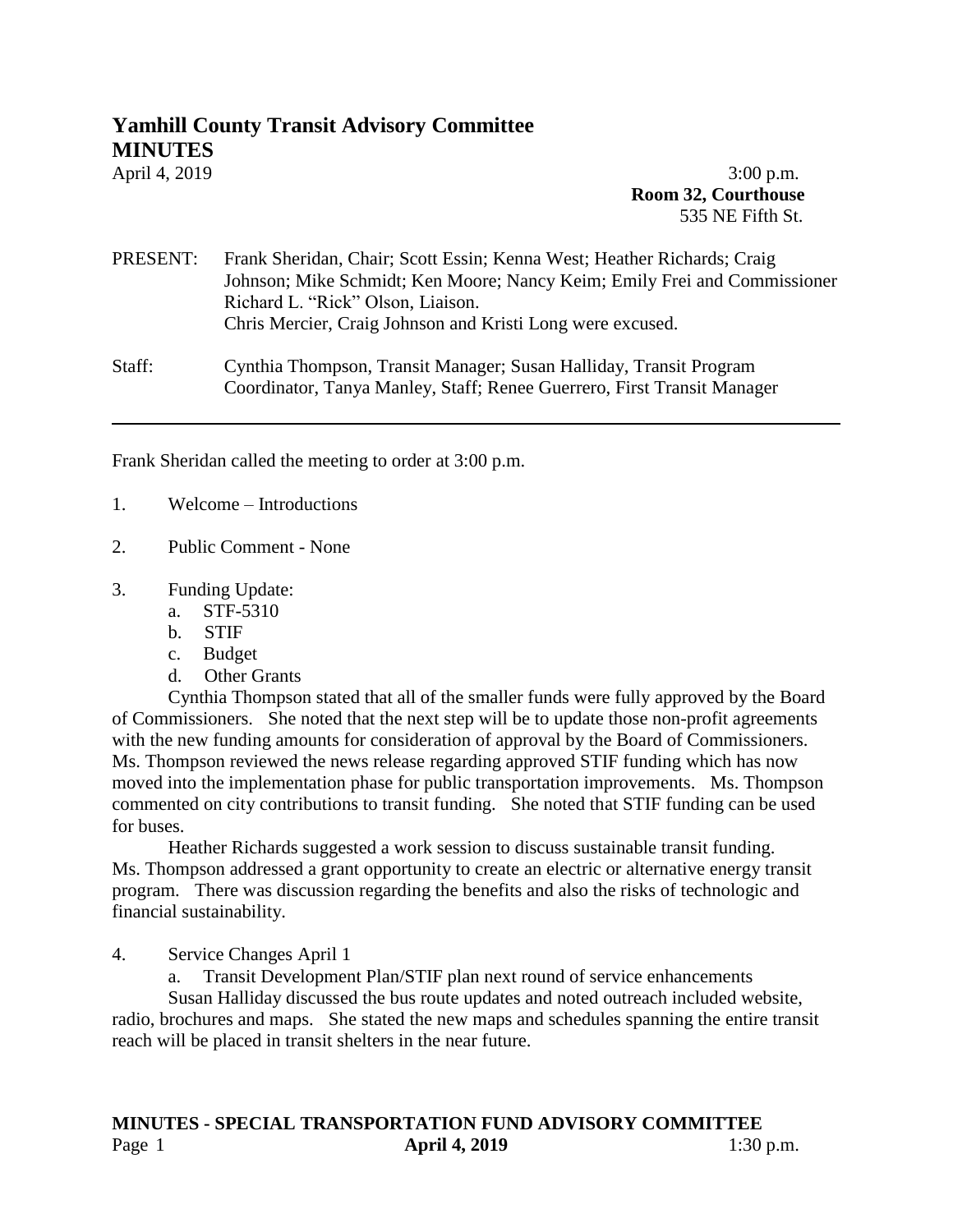# Yamhill County Transit Advisory Committee
## MINUTES

April 4, 2019 3:00 p.m.
**Room 32, Courthouse**
535 NE Fifth St.

PRESENT: Frank Sheridan, Chair; Scott Essin; Kenna West; Heather Richards; Craig Johnson; Mike Schmidt; Ken Moore; Nancy Keim; Emily Frei and Commissioner Richard L. "Rick" Olson, Liaison.
Chris Mercier, Craig Johnson and Kristi Long were excused.

Staff: Cynthia Thompson, Transit Manager; Susan Halliday, Transit Program Coordinator, Tanya Manley, Staff; Renee Guerrero, First Transit Manager

---

Frank Sheridan called the meeting to order at 3:00 p.m.

1. Welcome – Introductions

2. Public Comment - None

3. Funding Update:
   a. STF-5310
   b. STIF
   c. Budget
   d. Other Grants

Cynthia Thompson stated that all of the smaller funds were fully approved by the Board of Commissioners. She noted that the next step will be to update those non-profit agreements with the new funding amounts for consideration of approval by the Board of Commissioners. Ms. Thompson reviewed the news release regarding approved STIF funding which has now moved into the implementation phase for public transportation improvements. Ms. Thompson commented on city contributions to transit funding. She noted that STIF funding can be used for buses.

Heather Richards suggested a work session to discuss sustainable transit funding. Ms. Thompson addressed a grant opportunity to create an electric or alternative energy transit program. There was discussion regarding the benefits and also the risks of technologic and financial sustainability.

4. Service Changes April 1
   a. Transit Development Plan/STIF plan next round of service enhancements

Susan Halliday discussed the bus route updates and noted outreach included website, radio, brochures and maps. She stated the new maps and schedules spanning the entire transit reach will be placed in transit shelters in the near future.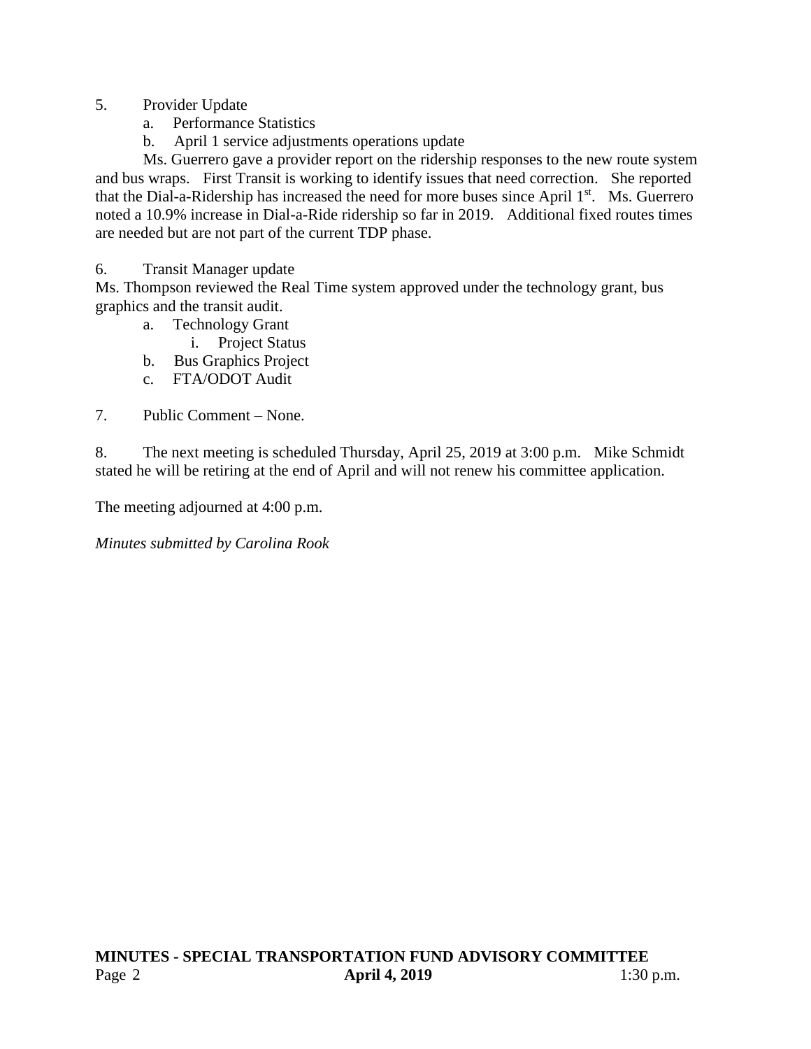5. Provider Update
   a. Performance Statistics
   b. April 1 service adjustments operations update

   Ms. Guerrero gave a provider report on the ridership responses to the new route system and bus wraps. First Transit is working to identify issues that need correction. She reported that the Dial-a-Ridership has increased the need for more buses since April 1st. Ms. Guerrero noted a 10.9% increase in Dial-a-Ride ridership so far in 2019. Additional fixed routes times are needed but are not part of the current TDP phase.

6. Transit Manager update

Ms. Thompson reviewed the Real Time system approved under the technology grant, bus graphics and the transit audit.

   a. Technology Grant
      i. Project Status
   b. Bus Graphics Project
   c. FTA/ODOT Audit

7. Public Comment – None.

8. The next meeting is scheduled Thursday, April 25, 2019 at 3:00 p.m. Mike Schmidt stated he will be retiring at the end of April and will not renew his committee application.

The meeting adjourned at 4:00 p.m.

*Minutes submitted by Carolina Rook*